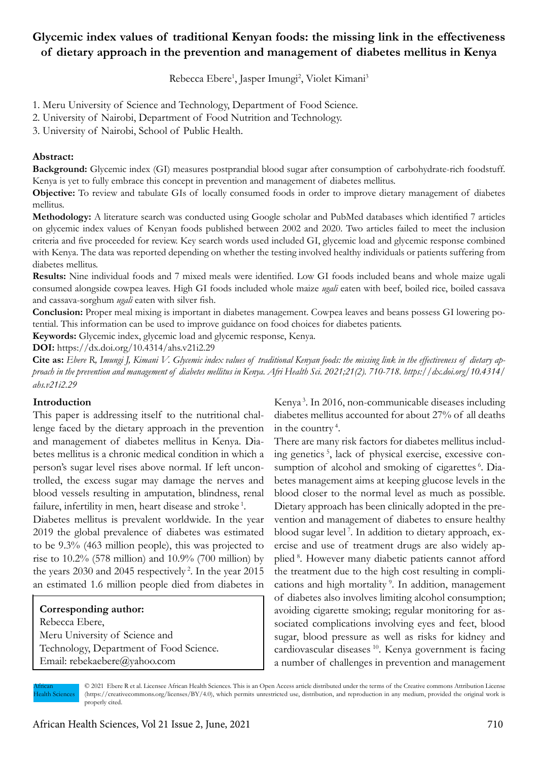# Glycemic index values of traditional Kenyan foods: the missing link in the effectiveness of dietary approach in the prevention and management of diabetes mellitus in Kenya

Rebecca Ebere[1], Jasper Imungi[2], Violet Kimani[3]

1. Meru University of Science and Technology, Department of Food Science.
2. University of Nairobi, Department of Food Nutrition and Technology.
3. University of Nairobi, School of Public Health.

## Abstract:

**Background:** Glycemic index (GI) measures postprandial blood sugar after consumption of carbohydrate-rich foodstuff. Kenya is yet to fully embrace this concept in prevention and management of diabetes mellitus.

**Objective:** To review and tabulate GIs of locally consumed foods in order to improve dietary management of diabetes mellitus.

**Methodology:** A literature search was conducted using Google scholar and PubMed databases which identified 7 articles on glycemic index values of Kenyan foods published between 2002 and 2020. Two articles failed to meet the inclusion criteria and five proceeded for review. Key search words used included GI, glycemic load and glycemic response combined with Kenya. The data was reported depending on whether the testing involved healthy individuals or patients suffering from diabetes mellitus.

**Results:** Nine individual foods and 7 mixed meals were identified. Low GI foods included beans and whole maize ugali consumed alongside cowpea leaves. High GI foods included whole maize *ugali* eaten with beef, boiled rice, boiled cassava and cassava-sorghum *ugali* eaten with silver fish.

**Conclusion:** Proper meal mixing is important in diabetes management. Cowpea leaves and beans possess GI lowering potential. This information can be used to improve guidance on food choices for diabetes patients.

**Keywords:** Glycemic index, glycemic load and glycemic response, Kenya.

**DOI:** https://dx.doi.org/10.4314/ahs.v21i2.29

**Cite as:** *Ebere R, Imungi J, Kimani V. Glycemic index values of traditional Kenyan foods: the missing link in the effectiveness of dietary approach in the prevention and management of diabetes mellitus in Kenya. Afri Health Sci. 2021;21(2). 710-718. https://dx.doi.org/10.4314/ahs.v21i2.29*

## Introduction

This paper is addressing itself to the nutritional challenge faced by the dietary approach in the prevention and management of diabetes mellitus in Kenya. Diabetes mellitus is a chronic medical condition in which a person's sugar level rises above normal. If left uncontrolled, the excess sugar may damage the nerves and blood vessels resulting in amputation, blindness, renal failure, infertility in men, heart disease and stroke [1].

Diabetes mellitus is prevalent worldwide. In the year 2019 the global prevalence of diabetes was estimated to be 9.3% (463 million people), this was projected to rise to 10.2% (578 million) and 10.9% (700 million) by the years 2030 and 2045 respectively [2]. In the year 2015 an estimated 1.6 million people died from diabetes in Kenya [3]. In 2016, non-communicable diseases including diabetes mellitus accounted for about 27% of all deaths in the country [4].

There are many risk factors for diabetes mellitus including genetics [5], lack of physical exercise, excessive consumption of alcohol and smoking of cigarettes [6]. Diabetes management aims at keeping glucose levels in the blood closer to the normal level as much as possible. Dietary approach has been clinically adopted in the prevention and management of diabetes to ensure healthy blood sugar level [7]. In addition to dietary approach, exercise and use of treatment drugs are also widely applied [8]. However many diabetic patients cannot afford the treatment due to the high cost resulting in complications and high mortality [9]. In addition, management of diabetes also involves limiting alcohol consumption; avoiding cigarette smoking; regular monitoring for associated complications involving eyes and feet, blood sugar, blood pressure as well as risks for kidney and cardiovascular diseases [10]. Kenya government is facing a number of challenges in prevention and management

**Corresponding author:**
Rebecca Ebere,
Meru University of Science and Technology, Department of Food Science.
Email: rebekaebere@yahoo.com

© 2021 Ebere R et al. Licensee African Health Sciences. This is an Open Access article distributed under the terms of the Creative commons Attribution License (https://creativecommons.org/licenses/BY/4.0), which permits unrestricted use, distribution, and reproduction in any medium, provided the original work is properly cited.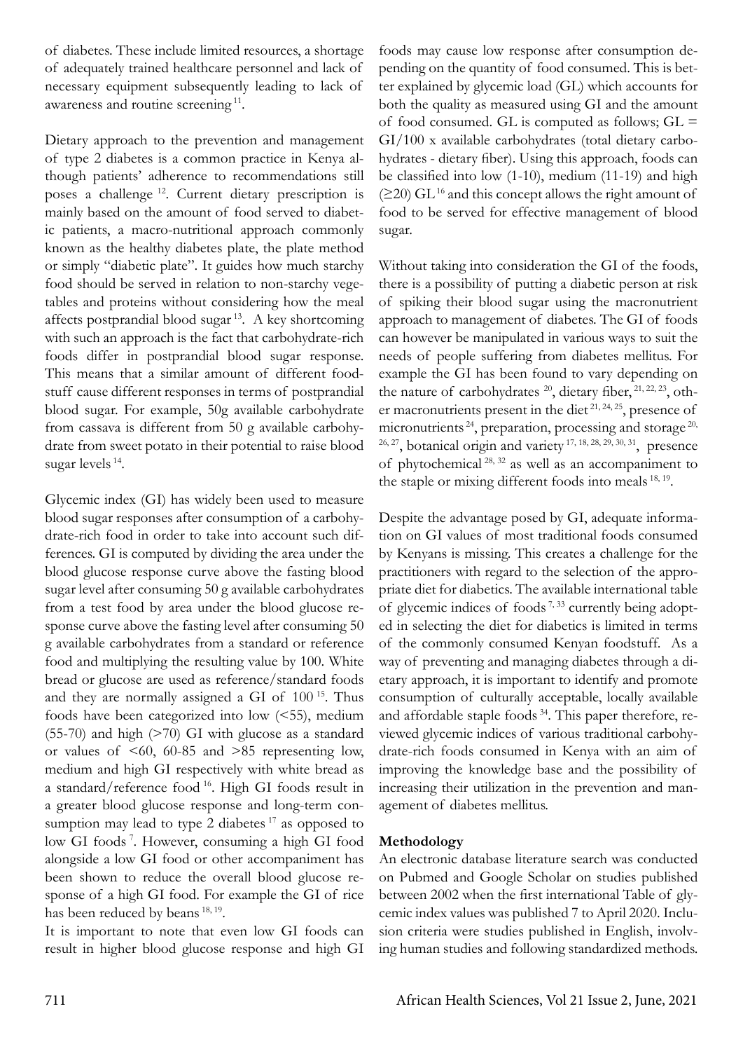of diabetes. These include limited resources, a shortage of adequately trained healthcare personnel and lack of necessary equipment subsequently leading to lack of awareness and routine screening [11].

Dietary approach to the prevention and management of type 2 diabetes is a common practice in Kenya although patients' adherence to recommendations still poses a challenge [12]. Current dietary prescription is mainly based on the amount of food served to diabetic patients, a macro-nutritional approach commonly known as the healthy diabetes plate, the plate method or simply "diabetic plate". It guides how much starchy food should be served in relation to non-starchy vegetables and proteins without considering how the meal affects postprandial blood sugar [13]. A key shortcoming with such an approach is the fact that carbohydrate-rich foods differ in postprandial blood sugar response. This means that a similar amount of different foodstuff cause different responses in terms of postprandial blood sugar. For example, 50g available carbohydrate from cassava is different from 50 g available carbohydrate from sweet potato in their potential to raise blood sugar levels [14].

Glycemic index (GI) has widely been used to measure blood sugar responses after consumption of a carbohydrate-rich food in order to take into account such differences. GI is computed by dividing the area under the blood glucose response curve above the fasting blood sugar level after consuming 50 g available carbohydrates from a test food by area under the blood glucose response curve above the fasting level after consuming 50 g available carbohydrates from a standard or reference food and multiplying the resulting value by 100. White bread or glucose are used as reference/standard foods and they are normally assigned a GI of 100 [15]. Thus foods have been categorized into low (<55), medium (55-70) and high (>70) GI with glucose as a standard or values of <60, 60-85 and >85 representing low, medium and high GI respectively with white bread as a standard/reference food [16]. High GI foods result in a greater blood glucose response and long-term consumption may lead to type 2 diabetes [17] as opposed to low GI foods [7]. However, consuming a high GI food alongside a low GI food or other accompaniment has been shown to reduce the overall blood glucose response of a high GI food. For example the GI of rice has been reduced by beans [18, 19].

It is important to note that even low GI foods can result in higher blood glucose response and high GI foods may cause low response after consumption depending on the quantity of food consumed. This is better explained by glycemic load (GL) which accounts for both the quality as measured using GI and the amount of food consumed. GL is computed as follows; GL = GI/100 x available carbohydrates (total dietary carbohydrates - dietary fiber). Using this approach, foods can be classified into low (1-10), medium (11-19) and high (≥20) GL [16] and this concept allows the right amount of food to be served for effective management of blood sugar.

Without taking into consideration the GI of the foods, there is a possibility of putting a diabetic person at risk of spiking their blood sugar using the macronutrient approach to management of diabetes. The GI of foods can however be manipulated in various ways to suit the needs of people suffering from diabetes mellitus. For example the GI has been found to vary depending on the nature of carbohydrates [20], dietary fiber, [21, 22, 23], other macronutrients present in the diet [21, 24, 25], presence of micronutrients [24], preparation, processing and storage [20, 26, 27], botanical origin and variety [17, 18, 28, 29, 30, 31], presence of phytochemical [28, 32] as well as an accompaniment to the staple or mixing different foods into meals [18, 19].

Despite the advantage posed by GI, adequate information on GI values of most traditional foods consumed by Kenyans is missing. This creates a challenge for the practitioners with regard to the selection of the appropriate diet for diabetics. The available international table of glycemic indices of foods [7, 33] currently being adopted in selecting the diet for diabetics is limited in terms of the commonly consumed Kenyan foodstuff. As a way of preventing and managing diabetes through a dietary approach, it is important to identify and promote consumption of culturally acceptable, locally available and affordable staple foods [34]. This paper therefore, reviewed glycemic indices of various traditional carbohydrate-rich foods consumed in Kenya with an aim of improving the knowledge base and the possibility of increasing their utilization in the prevention and management of diabetes mellitus.

## Methodology

An electronic database literature search was conducted on Pubmed and Google Scholar on studies published between 2002 when the first international Table of glycemic index values was published 7 to April 2020. Inclusion criteria were studies published in English, involving human studies and following standardized methods.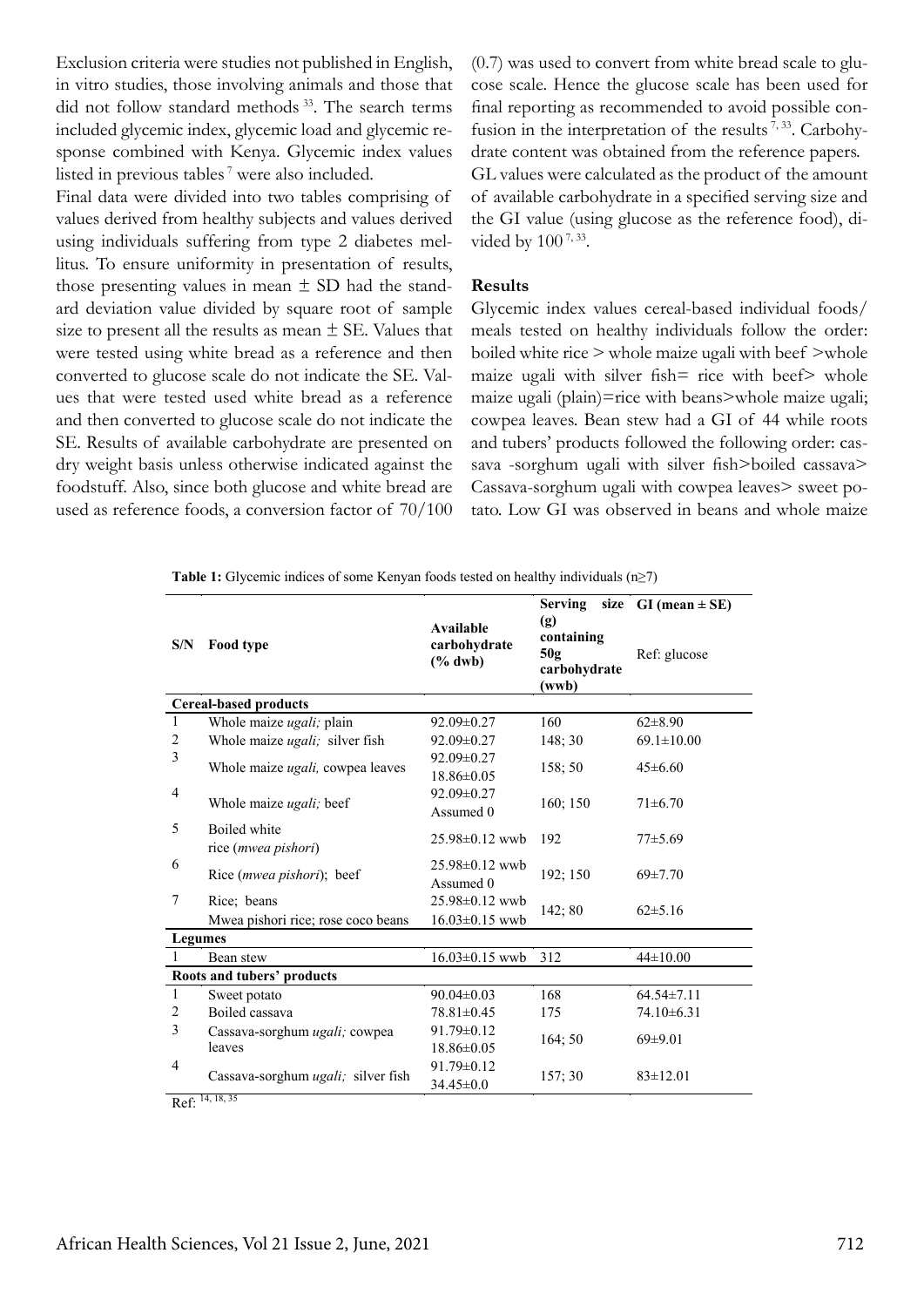Exclusion criteria were studies not published in English, in vitro studies, those involving animals and those that did not follow standard methods [33]. The search terms included glycemic index, glycemic load and glycemic response combined with Kenya. Glycemic index values listed in previous tables [7] were also included.

Final data were divided into two tables comprising of values derived from healthy subjects and values derived using individuals suffering from type 2 diabetes mellitus. To ensure uniformity in presentation of results, those presenting values in mean ± SD had the standard deviation value divided by square root of sample size to present all the results as mean ± SE. Values that were tested using white bread as a reference and then converted to glucose scale do not indicate the SE. Values that were tested used white bread as a reference and then converted to glucose scale do not indicate the SE. Results of available carbohydrate are presented on dry weight basis unless otherwise indicated against the foodstuff. Also, since both glucose and white bread are used as reference foods, a conversion factor of 70/100 (0.7) was used to convert from white bread scale to glucose scale. Hence the glucose scale has been used for final reporting as recommended to avoid possible confusion in the interpretation of the results [7, 33]. Carbohydrate content was obtained from the reference papers.

GL values were calculated as the product of the amount of available carbohydrate in a specified serving size and the GI value (using glucose as the reference food), divided by 100 [7, 33].

## Results

Glycemic index values cereal-based individual foods/meals tested on healthy individuals follow the order: boiled white rice > whole maize ugali with beef >whole maize ugali with silver fish= rice with beef> whole maize ugali (plain)=rice with beans>whole maize ugali; cowpea leaves. Bean stew had a GI of 44 while roots and tubers' products followed the following order: cassava -sorghum ugali with silver fish>boiled cassava> Cassava-sorghum ugali with cowpea leaves> sweet potato. Low GI was observed in beans and whole maize

**Table 1:** Glycemic indices of some Kenyan foods tested on healthy individuals (n≥7)

| S/N | Food type | Available carbohydrate (% dwb) | Serving size (g) containing 50g carbohydrate (wwb) | GI (mean ± SE) Ref: glucose |
|---|---|---|---|---|
| **Cereal-based products** | | | | |
| 1 | Whole maize *ugali;* plain | 92.09±0.27 | 160 | 62±8.90 |
| 2 | Whole maize *ugali;* silver fish | 92.09±0.27 | 148; 30 | 69.1±10.00 |
| 3 | Whole maize *ugali,* cowpea leaves | 92.09±0.27<br>18.86±0.05 | 158; 50 | 45±6.60 |
| 4 | Whole maize *ugali;* beef | 92.09±0.27<br>Assumed 0 | 160; 150 | 71±6.70 |
| 5 | Boiled white rice (*mwea pishori*) | 25.98±0.12 wwb | 192 | 77±5.69 |
| 6 | Rice (*mwea pishori*); beef | 25.98±0.12 wwb<br>Assumed 0 | 192; 150 | 69±7.70 |
| 7 | Rice; beans<br>Mwea pishori rice; rose coco beans | 25.98±0.12 wwb<br>16.03±0.15 wwb | 142; 80 | 62±5.16 |
| **Legumes** | | | | |
| 1 | Bean stew | 16.03±0.15 wwb | 312 | 44±10.00 |
| **Roots and tubers' products** | | | | |
| 1 | Sweet potato | 90.04±0.03 | 168 | 64.54±7.11 |
| 2 | Boiled cassava | 78.81±0.45 | 175 | 74.10±6.31 |
| 3 | Cassava-sorghum *ugali;* cowpea leaves | 91.79±0.12<br>18.86±0.05 | 164; 50 | 69±9.01 |
| 4 | Cassava-sorghum *ugali;* silver fish | 91.79±0.12<br>34.45±0.0 | 157; 30 | 83±12.01 |

Ref: 14, 18, 35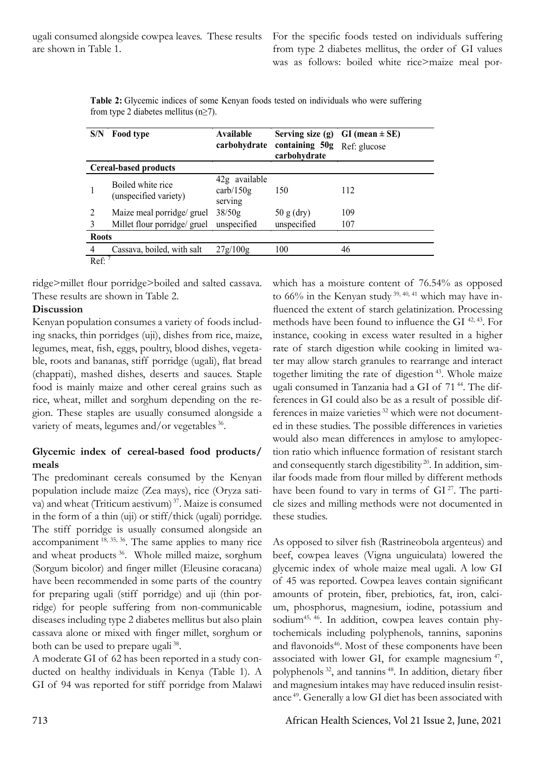ugali consumed alongside cowpea leaves. These results are shown in Table 1.

For the specific foods tested on individuals suffering from type 2 diabetes mellitus, the order of GI values was as follows: boiled white rice>maize meal porridge>millet flour porridge>boiled and salted cassava. These results are shown in Table 2.

**Table 2:** Glycemic indices of some Kenyan foods tested on individuals who were suffering from type 2 diabetes mellitus (n≥7).

| S/N | Food type | Available carbohydrate | Serving size (g) containing 50g carbohydrate | GI (mean ± SE) Ref: glucose |
|---|---|---|---|---|
| **Cereal-based products** | | | | |
| 1 | Boiled white rice (unspecified variety) | 42g available carb/150g serving | 150 | 112 |
| 2 | Maize meal porridge/ gruel | 38/50g | 50 g (dry) | 109 |
| 3 | Millet flour porridge/ gruel | unspecified | unspecified | 107 |
| **Roots** | | | | |
| 4 | Cassava, boiled, with salt | 27g/100g | 100 | 46 |

Ref: [7]

**Discussion**

Kenyan population consumes a variety of foods including snacks, thin porridges (uji), dishes from rice, maize, legumes, meat, fish, eggs, poultry, blood dishes, vegetable, roots and bananas, stiff porridge (ugali), flat bread (chappati), mashed dishes, deserts and sauces. Staple food is mainly maize and other cereal grains such as rice, wheat, millet and sorghum depending on the region. These staples are usually consumed alongside a variety of meats, legumes and/or vegetables [36].

**Glycemic index of cereal-based food products/ meals**

The predominant cereals consumed by the Kenyan population include maize (Zea mays), rice (Oryza sativa) and wheat (Triticum aestivum) [37]. Maize is consumed in the form of a thin (uji) or stiff/thick (ugali) porridge. The stiff porridge is usually consumed alongside an accompaniment [18, 35, 36]. The same applies to many rice and wheat products [36]. Whole milled maize, sorghum (Sorgum bicolor) and finger millet (Eleusine coracana) have been recommended in some parts of the country for preparing ugali (stiff porridge) and uji (thin porridge) for people suffering from non-communicable diseases including type 2 diabetes mellitus but also plain cassava alone or mixed with finger millet, sorghum or both can be used to prepare ugali [38].

A moderate GI of 62 has been reported in a study conducted on healthy individuals in Kenya (Table 1). A GI of 94 was reported for stiff porridge from Malawi which has a moisture content of 76.54% as opposed to 66% in the Kenyan study [39, 40, 41] which may have influenced the extent of starch gelatinization. Processing methods have been found to influence the GI [42, 43]. For instance, cooking in excess water resulted in a higher rate of starch digestion while cooking in limited water may allow starch granules to rearrange and interact together limiting the rate of digestion [43]. Whole maize ugali consumed in Tanzania had a GI of 71 [44]. The differences in GI could also be as a result of possible differences in maize varieties [32] which were not documented in these studies. The possible differences in varieties would also mean differences in amylose to amylopectin ratio which influence formation of resistant starch and consequently starch digestibility [20]. In addition, similar foods made from flour milled by different methods have been found to vary in terms of GI [27]. The particle sizes and milling methods were not documented in these studies.

As opposed to silver fish (Rastrineobola argenteus) and beef, cowpea leaves (Vigna unguiculata) lowered the glycemic index of whole maize meal ugali. A low GI of 45 was reported. Cowpea leaves contain significant amounts of protein, fiber, prebiotics, fat, iron, calcium, phosphorus, magnesium, iodine, potassium and sodium[45, 46]. In addition, cowpea leaves contain phytochemicals including polyphenols, tannins, saponins and flavonoids[46]. Most of these components have been associated with lower GI, for example magnesium [47], polyphenols [32], and tannins [48]. In addition, dietary fiber and magnesium intakes may have reduced insulin resistance [49]. Generally a low GI diet has been associated with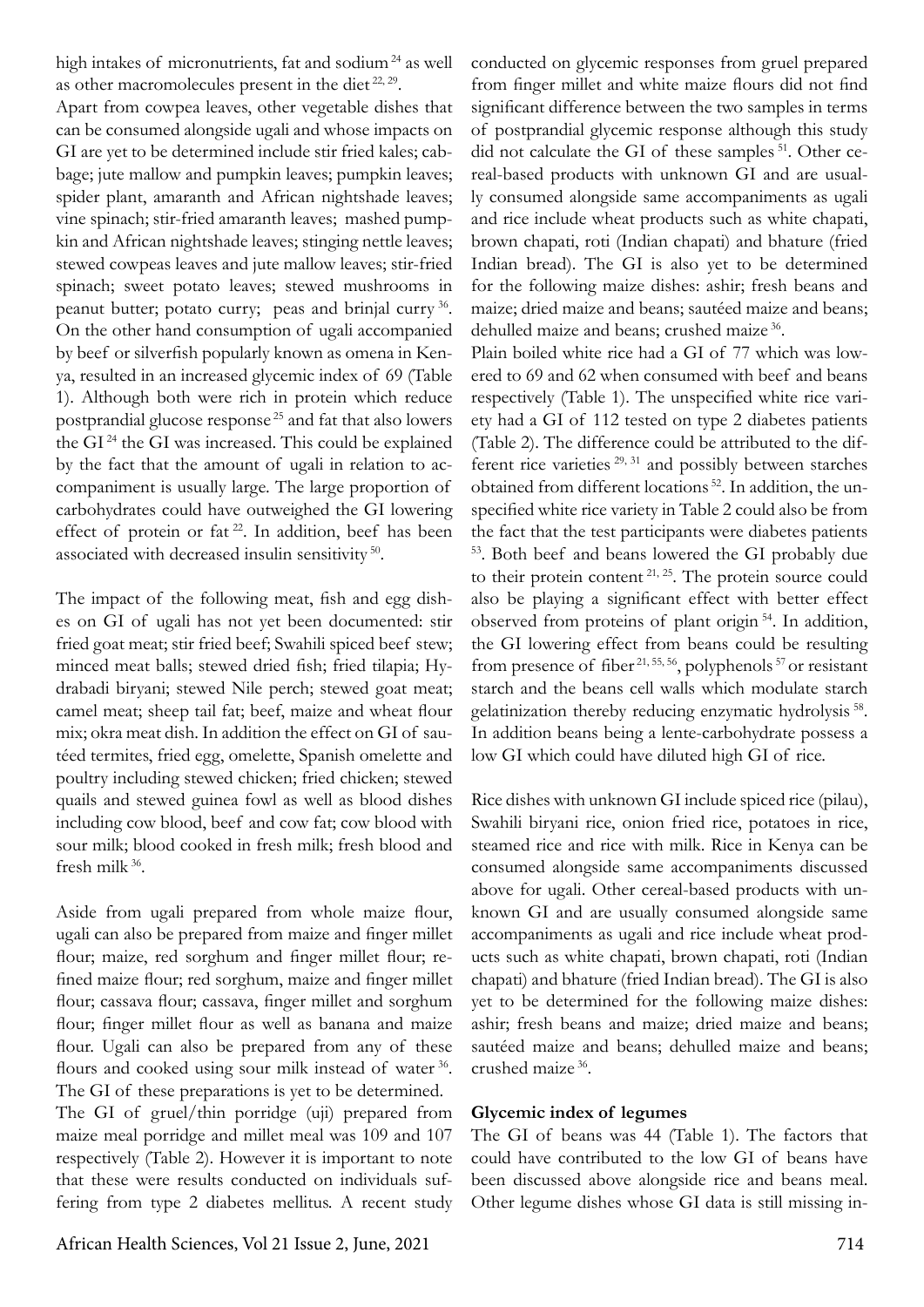high intakes of micronutrients, fat and sodium [24] as well as other macromolecules present in the diet [22, 29].

Apart from cowpea leaves, other vegetable dishes that can be consumed alongside ugali and whose impacts on GI are yet to be determined include stir fried kales; cabbage; jute mallow and pumpkin leaves; pumpkin leaves; spider plant, amaranth and African nightshade leaves; vine spinach; stir-fried amaranth leaves; mashed pumpkin and African nightshade leaves; stinging nettle leaves; stewed cowpeas leaves and jute mallow leaves; stir-fried spinach; sweet potato leaves; stewed mushrooms in peanut butter; potato curry; peas and brinjal curry [36]. On the other hand consumption of ugali accompanied by beef or silverfish popularly known as omena in Kenya, resulted in an increased glycemic index of 69 (Table 1). Although both were rich in protein which reduce postprandial glucose response [25] and fat that also lowers the GI [24] the GI was increased. This could be explained by the fact that the amount of ugali in relation to accompaniment is usually large. The large proportion of carbohydrates could have outweighed the GI lowering effect of protein or fat [22]. In addition, beef has been associated with decreased insulin sensitivity [50].

The impact of the following meat, fish and egg dishes on GI of ugali has not yet been documented: stir fried goat meat; stir fried beef; Swahili spiced beef stew; minced meat balls; stewed dried fish; fried tilapia; Hydrabadi biryani; stewed Nile perch; stewed goat meat; camel meat; sheep tail fat; beef, maize and wheat flour mix; okra meat dish. In addition the effect on GI of sautéed termites, fried egg, omelette, Spanish omelette and poultry including stewed chicken; fried chicken; stewed quails and stewed guinea fowl as well as blood dishes including cow blood, beef and cow fat; cow blood with sour milk; blood cooked in fresh milk; fresh blood and fresh milk [36].

Aside from ugali prepared from whole maize flour, ugali can also be prepared from maize and finger millet flour; maize, red sorghum and finger millet flour; refined maize flour; red sorghum, maize and finger millet flour; cassava flour; cassava, finger millet and sorghum flour; finger millet flour as well as banana and maize flour. Ugali can also be prepared from any of these flours and cooked using sour milk instead of water [36]. The GI of these preparations is yet to be determined.

The GI of gruel/thin porridge (uji) prepared from maize meal porridge and millet meal was 109 and 107 respectively (Table 2). However it is important to note that these were results conducted on individuals suffering from type 2 diabetes mellitus. A recent study conducted on glycemic responses from gruel prepared from finger millet and white maize flours did not find significant difference between the two samples in terms of postprandial glycemic response although this study did not calculate the GI of these samples [51]. Other cereal-based products with unknown GI and are usually consumed alongside same accompaniments as ugali and rice include wheat products such as white chapati, brown chapati, roti (Indian chapati) and bhature (fried Indian bread). The GI is also yet to be determined for the following maize dishes: ashir; fresh beans and maize; dried maize and beans; sautéed maize and beans; dehulled maize and beans; crushed maize [36].

Plain boiled white rice had a GI of 77 which was lowered to 69 and 62 when consumed with beef and beans respectively (Table 1). The unspecified white rice variety had a GI of 112 tested on type 2 diabetes patients (Table 2). The difference could be attributed to the different rice varieties [29, 31] and possibly between starches obtained from different locations [52]. In addition, the unspecified white rice variety in Table 2 could also be from the fact that the test participants were diabetes patients [53]. Both beef and beans lowered the GI probably due to their protein content [21, 25]. The protein source could also be playing a significant effect with better effect observed from proteins of plant origin [54]. In addition, the GI lowering effect from beans could be resulting from presence of fiber [21, 55, 56], polyphenols [57] or resistant starch and the beans cell walls which modulate starch gelatinization thereby reducing enzymatic hydrolysis [58]. In addition beans being a lente-carbohydrate possess a low GI which could have diluted high GI of rice.

Rice dishes with unknown GI include spiced rice (pilau), Swahili biryani rice, onion fried rice, potatoes in rice, steamed rice and rice with milk. Rice in Kenya can be consumed alongside same accompaniments discussed above for ugali. Other cereal-based products with unknown GI and are usually consumed alongside same accompaniments as ugali and rice include wheat products such as white chapati, brown chapati, roti (Indian chapati) and bhature (fried Indian bread). The GI is also yet to be determined for the following maize dishes: ashir; fresh beans and maize; dried maize and beans; sautéed maize and beans; dehulled maize and beans; crushed maize [36].

**Glycemic index of legumes**

The GI of beans was 44 (Table 1). The factors that could have contributed to the low GI of beans have been discussed above alongside rice and beans meal. Other legume dishes whose GI data is still missing in-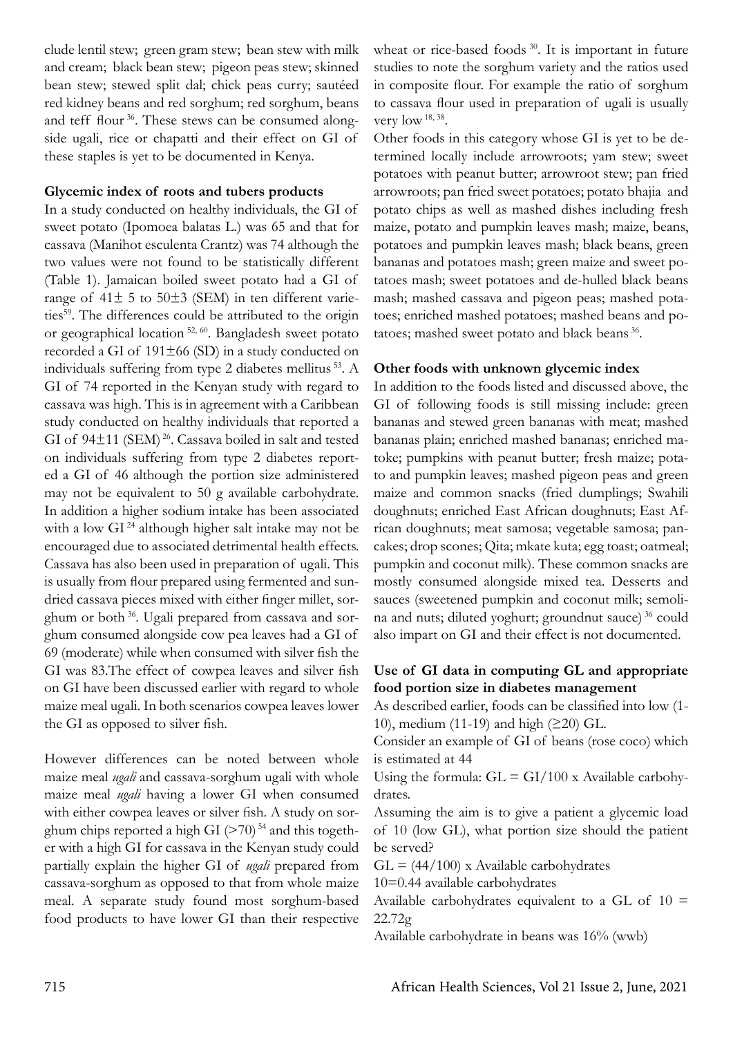clude lentil stew; green gram stew; bean stew with milk and cream; black bean stew; pigeon peas stew; skinned bean stew; stewed split dal; chick peas curry; sautéed red kidney beans and red sorghum; red sorghum, beans and teff flour [36]. These stews can be consumed alongside ugali, rice or chapatti and their effect on GI of these staples is yet to be documented in Kenya.

**Glycemic index of roots and tubers products**

In a study conducted on healthy individuals, the GI of sweet potato (Ipomoea balatas L.) was 65 and that for cassava (Manihot esculenta Crantz) was 74 although the two values were not found to be statistically different (Table 1). Jamaican boiled sweet potato had a GI of range of 41± 5 to 50±3 (SEM) in ten different varieties[59]. The differences could be attributed to the origin or geographical location [52, 60]. Bangladesh sweet potato recorded a GI of 191±66 (SD) in a study conducted on individuals suffering from type 2 diabetes mellitus [53]. A GI of 74 reported in the Kenyan study with regard to cassava was high. This is in agreement with a Caribbean study conducted on healthy individuals that reported a GI of 94±11 (SEM) [26]. Cassava boiled in salt and tested on individuals suffering from type 2 diabetes reported a GI of 46 although the portion size administered may not be equivalent to 50 g available carbohydrate. In addition a higher sodium intake has been associated with a low GI [24] although higher salt intake may not be encouraged due to associated detrimental health effects. Cassava has also been used in preparation of ugali. This is usually from flour prepared using fermented and sun-dried cassava pieces mixed with either finger millet, sorghum or both [36]. Ugali prepared from cassava and sorghum consumed alongside cow pea leaves had a GI of 69 (moderate) while when consumed with silver fish the GI was 83.The effect of cowpea leaves and silver fish on GI have been discussed earlier with regard to whole maize meal ugali. In both scenarios cowpea leaves lower the GI as opposed to silver fish.

However differences can be noted between whole maize meal *ugali* and cassava-sorghum ugali with whole maize meal *ugali* having a lower GI when consumed with either cowpea leaves or silver fish. A study on sorghum chips reported a high GI (>70) [54] and this together with a high GI for cassava in the Kenyan study could partially explain the higher GI of *ugali* prepared from cassava-sorghum as opposed to that from whole maize meal. A separate study found most sorghum-based food products to have lower GI than their respective wheat or rice-based foods [30]. It is important in future studies to note the sorghum variety and the ratios used in composite flour. For example the ratio of sorghum to cassava flour used in preparation of ugali is usually very low [18, 38].

Other foods in this category whose GI is yet to be determined locally include arrowroots; yam stew; sweet potatoes with peanut butter; arrowroot stew; pan fried arrowroots; pan fried sweet potatoes; potato bhajia and potato chips as well as mashed dishes including fresh maize, potato and pumpkin leaves mash; maize, beans, potatoes and pumpkin leaves mash; black beans, green bananas and potatoes mash; green maize and sweet potatoes mash; sweet potatoes and de-hulled black beans mash; mashed cassava and pigeon peas; mashed potatoes; enriched mashed potatoes; mashed beans and potatoes; mashed sweet potato and black beans [36].

**Other foods with unknown glycemic index**

In addition to the foods listed and discussed above, the GI of following foods is still missing include: green bananas and stewed green bananas with meat; mashed bananas plain; enriched mashed bananas; enriched matoke; pumpkins with peanut butter; fresh maize; potato and pumpkin leaves; mashed pigeon peas and green maize and common snacks (fried dumplings; Swahili doughnuts; enriched East African doughnuts; East African doughnuts; meat samosa; vegetable samosa; pancakes; drop scones; Qita; mkate kuta; egg toast; oatmeal; pumpkin and coconut milk). These common snacks are mostly consumed alongside mixed tea. Desserts and sauces (sweetened pumpkin and coconut milk; semolina and nuts; diluted yoghurt; groundnut sauce) [36] could also impart on GI and their effect is not documented.

**Use of GI data in computing GL and appropriate food portion size in diabetes management**

As described earlier, foods can be classified into low (1-10), medium (11-19) and high (≥20) GL.

Consider an example of GI of beans (rose coco) which is estimated at 44

Using the formula: $GL = GI/100 \times$ Available carbohydrates.

Assuming the aim is to give a patient a glycemic load of 10 (low GL), what portion size should the patient be served?

$GL = (44/100) \times$ Available carbohydrates

$10 = 0.44$ available carbohydrates

Available carbohydrates equivalent to a GL of 10 = 22.72g

Available carbohydrate in beans was 16% (wwb)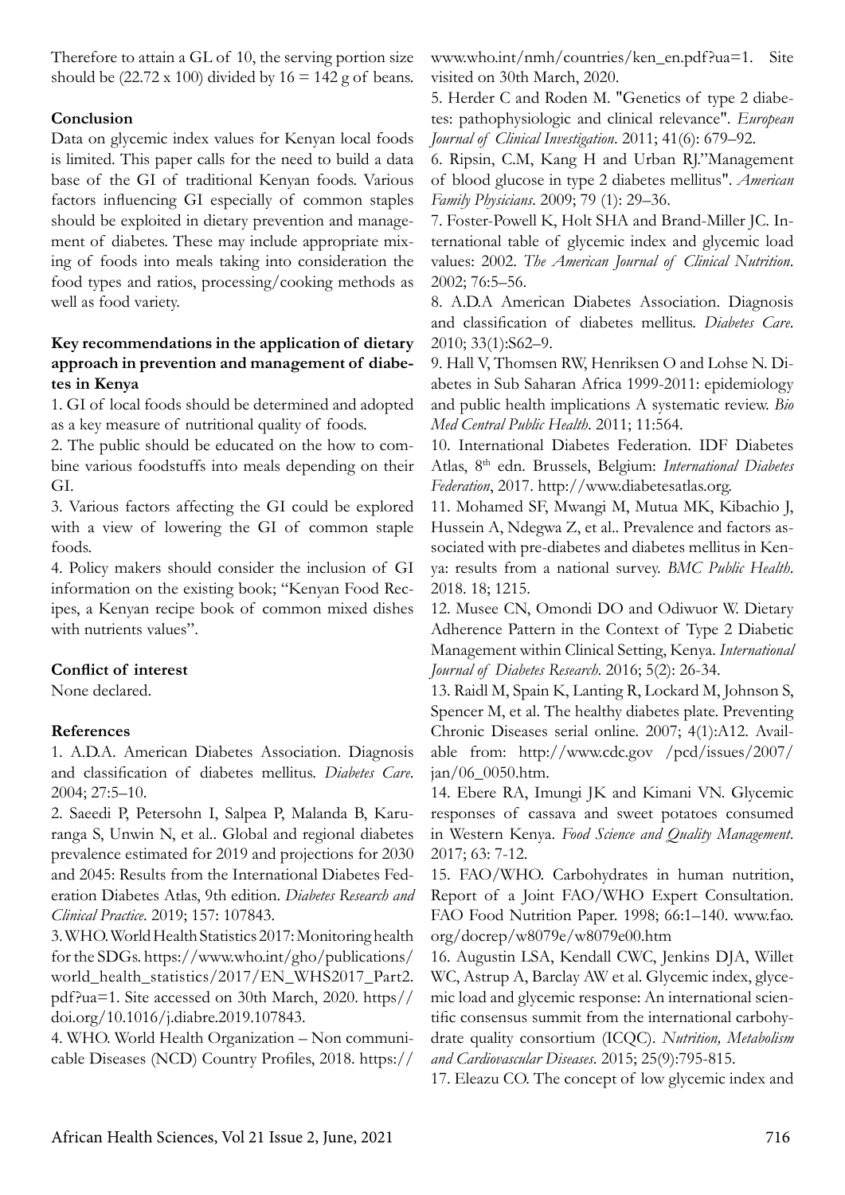Therefore to attain a GL of 10, the serving portion size should be (22.72 x 100) divided by 16 = 142 g of beans.

**Conclusion**

Data on glycemic index values for Kenyan local foods is limited. This paper calls for the need to build a data base of the GI of traditional Kenyan foods. Various factors influencing GI especially of common staples should be exploited in dietary prevention and management of diabetes. These may include appropriate mixing of foods into meals taking into consideration the food types and ratios, processing/cooking methods as well as food variety.

**Key recommendations in the application of dietary approach in prevention and management of diabetes in Kenya**

1. GI of local foods should be determined and adopted as a key measure of nutritional quality of foods.
2. The public should be educated on the how to combine various foodstuffs into meals depending on their GI.
3. Various factors affecting the GI could be explored with a view of lowering the GI of common staple foods.
4. Policy makers should consider the inclusion of GI information on the existing book; "Kenyan Food Recipes, a Kenyan recipe book of common mixed dishes with nutrients values".

**Conflict of interest**

None declared.

**References**

1. A.D.A. American Diabetes Association. Diagnosis and classification of diabetes mellitus. *Diabetes Care*. 2004; 27:5–10.
2. Saeedi P, Petersohn I, Salpea P, Malanda B, Karuranga S, Unwin N, et al.. Global and regional diabetes prevalence estimated for 2019 and projections for 2030 and 2045: Results from the International Diabetes Federation Diabetes Atlas, 9th edition. *Diabetes Research and Clinical Practice*. 2019; 157: 107843.
3. WHO. World Health Statistics 2017: Monitoring health for the SDGs. https://www.who.int/gho/publications/world_health_statistics/2017/EN_WHS2017_Part2.pdf?ua=1. Site accessed on 30th March, 2020. https//doi.org/10.1016/j.diabre.2019.107843.
4. WHO. World Health Organization – Non communicable Diseases (NCD) Country Profiles, 2018. https://www.who.int/nmh/countries/ken_en.pdf?ua=1. Site visited on 30th March, 2020.
5. Herder C and Roden M. "Genetics of type 2 diabetes: pathophysiologic and clinical relevance". *European Journal of Clinical Investigation*. 2011; 41(6): 679–92.
6. Ripsin, C.M, Kang H and Urban RJ."Management of blood glucose in type 2 diabetes mellitus". *American Family Physicians*. 2009; 79 (1): 29–36.
7. Foster-Powell K, Holt SHA and Brand-Miller JC. International table of glycemic index and glycemic load values: 2002. *The American Journal of Clinical Nutrition*. 2002; 76:5–56.
8. A.D.A American Diabetes Association. Diagnosis and classification of diabetes mellitus. *Diabetes Care*. 2010; 33(1):S62–9.
9. Hall V, Thomsen RW, Henriksen O and Lohse N. Diabetes in Sub Saharan Africa 1999-2011: epidemiology and public health implications A systematic review. *Bio Med Central Public Health*. 2011; 11:564.
10. International Diabetes Federation. IDF Diabetes Atlas, 8th edn. Brussels, Belgium: *International Diabetes Federation*, 2017. http://www.diabetesatlas.org.
11. Mohamed SF, Mwangi M, Mutua MK, Kibachio J, Hussein A, Ndegwa Z, et al.. Prevalence and factors associated with pre-diabetes and diabetes mellitus in Kenya: results from a national survey. *BMC Public Health*. 2018. 18; 1215.
12. Musee CN, Omondi DO and Odiwuor W. Dietary Adherence Pattern in the Context of Type 2 Diabetic Management within Clinical Setting, Kenya. *International Journal of Diabetes Research*. 2016; 5(2): 26-34.
13. Raidl M, Spain K, Lanting R, Lockard M, Johnson S, Spencer M, et al. The healthy diabetes plate. Preventing Chronic Diseases serial online. 2007; 4(1):A12. Available from: http://www.cdc.gov /pcd/issues/2007/jan/06_0050.htm.
14. Ebere RA, Imungi JK and Kimani VN. Glycemic responses of cassava and sweet potatoes consumed in Western Kenya. *Food Science and Quality Management*. 2017; 63: 7-12.
15. FAO/WHO. Carbohydrates in human nutrition, Report of a Joint FAO/WHO Expert Consultation. FAO Food Nutrition Paper. 1998; 66:1–140. www.fao.org/docrep/w8079e/w8079e00.htm
16. Augustin LSA, Kendall CWC, Jenkins DJA, Willet WC, Astrup A, Barclay AW et al. Glycemic index, glycemic load and glycemic response: An international scientific consensus summit from the international carbohydrate quality consortium (ICQC). *Nutrition, Metabolism and Cardiovascular Diseases*. 2015; 25(9):795-815.
17. Eleazu CO. The concept of low glycemic index and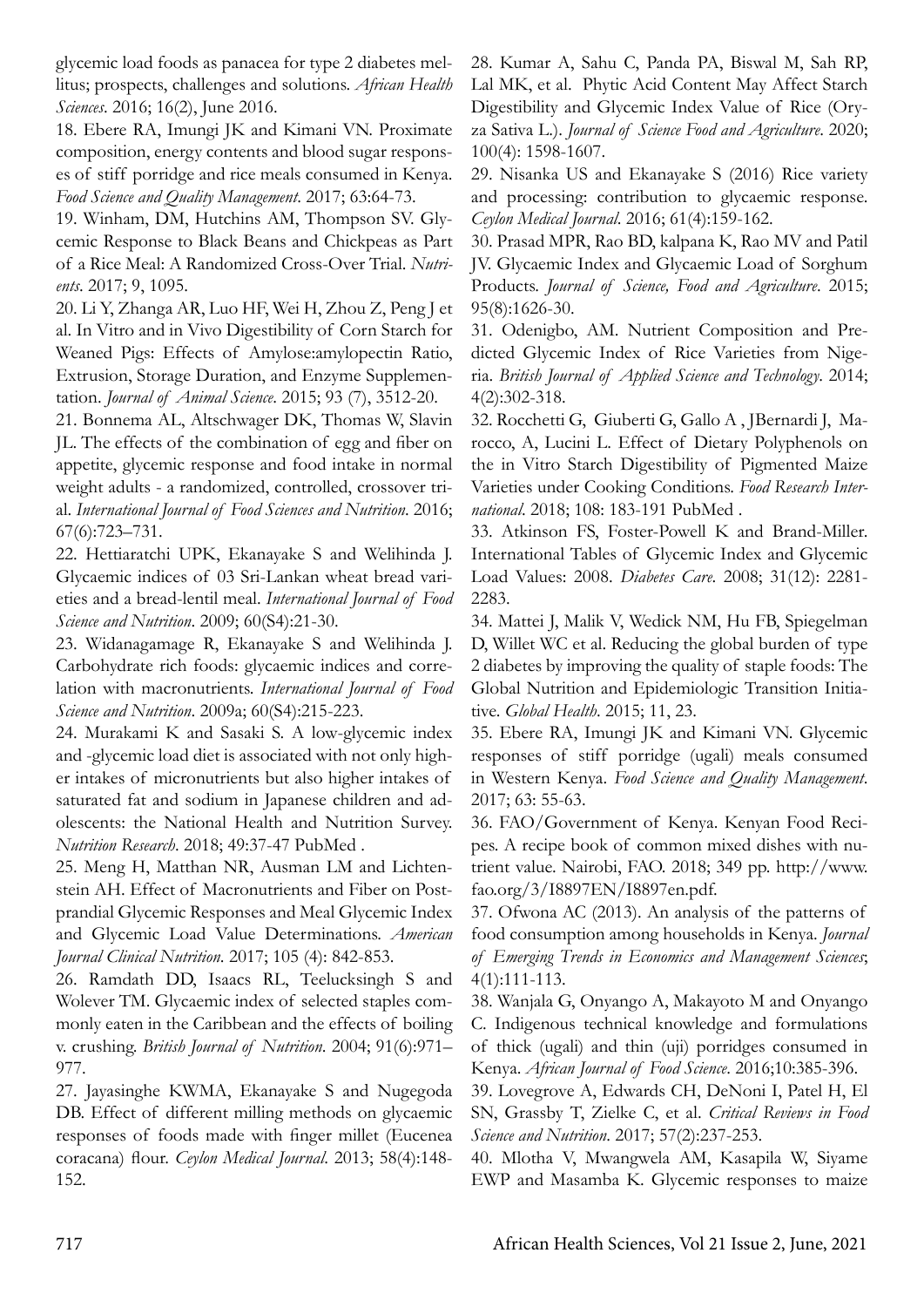glycemic load foods as panacea for type 2 diabetes mellitus; prospects, challenges and solutions. *African Health Sciences*. 2016; 16(2), June 2016.

18. Ebere RA, Imungi JK and Kimani VN. Proximate composition, energy contents and blood sugar responses of stiff porridge and rice meals consumed in Kenya. *Food Science and Quality Management*. 2017; 63:64-73.

19. Winham, DM, Hutchins AM, Thompson SV. Glycemic Response to Black Beans and Chickpeas as Part of a Rice Meal: A Randomized Cross-Over Trial. *Nutrients*. 2017; 9, 1095.

20. Li Y, Zhanga AR, Luo HF, Wei H, Zhou Z, Peng J et al. In Vitro and in Vivo Digestibility of Corn Starch for Weaned Pigs: Effects of Amylose:amylopectin Ratio, Extrusion, Storage Duration, and Enzyme Supplementation. *Journal of Animal Science*. 2015; 93 (7), 3512-20.

21. Bonnema AL, Altschwager DK, Thomas W, Slavin JL. The effects of the combination of egg and fiber on appetite, glycemic response and food intake in normal weight adults - a randomized, controlled, crossover trial. *International Journal of Food Sciences and Nutrition*. 2016; 67(6):723–731.

22. Hettiaratchi UPK, Ekanayake S and Welihinda J. Glycaemic indices of 03 Sri-Lankan wheat bread varieties and a bread-lentil meal. *International Journal of Food Science and Nutrition*. 2009; 60(S4):21-30.

23. Widanagamage R, Ekanayake S and Welihinda J. Carbohydrate rich foods: glycaemic indices and correlation with macronutrients. *International Journal of Food Science and Nutrition*. 2009a; 60(S4):215-223.

24. Murakami K and Sasaki S. A low-glycemic index and -glycemic load diet is associated with not only higher intakes of micronutrients but also higher intakes of saturated fat and sodium in Japanese children and adolescents: the National Health and Nutrition Survey. *Nutrition Research*. 2018; 49:37-47 PubMed .

25. Meng H, Matthan NR, Ausman LM and Lichtenstein AH. Effect of Macronutrients and Fiber on Postprandial Glycemic Responses and Meal Glycemic Index and Glycemic Load Value Determinations. *American Journal Clinical Nutrition*. 2017; 105 (4): 842-853.

26. Ramdath DD, Isaacs RL, Teelucksingh S and Wolever TM. Glycaemic index of selected staples commonly eaten in the Caribbean and the effects of boiling v. crushing. *British Journal of Nutrition*. 2004; 91(6):971–977.

27. Jayasinghe KWMA, Ekanayake S and Nugegoda DB. Effect of different milling methods on glycaemic responses of foods made with finger millet (Eucenea coracana) flour. *Ceylon Medical Journal*. 2013; 58(4):148-152.

28. Kumar A, Sahu C, Panda PA, Biswal M, Sah RP, Lal MK, et al. Phytic Acid Content May Affect Starch Digestibility and Glycemic Index Value of Rice (Oryza Sativa L.). *Journal of Science Food and Agriculture*. 2020; 100(4): 1598-1607.

29. Nisanka US and Ekanayake S (2016) Rice variety and processing: contribution to glycaemic response. *Ceylon Medical Journal*. 2016; 61(4):159-162.

30. Prasad MPR, Rao BD, kalpana K, Rao MV and Patil JV. Glycaemic Index and Glycaemic Load of Sorghum Products. *Journal of Science, Food and Agriculture*. 2015; 95(8):1626-30.

31. Odenigbo, AM. Nutrient Composition and Predicted Glycemic Index of Rice Varieties from Nigeria. *British Journal of Applied Science and Technology*. 2014; 4(2):302-318.

32. Rocchetti G, Giuberti G, Gallo A , JBernardi J, Marocco, A, Lucini L. Effect of Dietary Polyphenols on the in Vitro Starch Digestibility of Pigmented Maize Varieties under Cooking Conditions. *Food Research International*. 2018; 108: 183-191 PubMed .

33. Atkinson FS, Foster-Powell K and Brand-Miller. International Tables of Glycemic Index and Glycemic Load Values: 2008. *Diabetes Care*. 2008; 31(12): 2281-2283.

34. Mattei J, Malik V, Wedick NM, Hu FB, Spiegelman D, Willet WC et al. Reducing the global burden of type 2 diabetes by improving the quality of staple foods: The Global Nutrition and Epidemiologic Transition Initiative. *Global Health*. 2015; 11, 23.

35. Ebere RA, Imungi JK and Kimani VN. Glycemic responses of stiff porridge (ugali) meals consumed in Western Kenya. *Food Science and Quality Management*. 2017; 63: 55-63.

36. FAO/Government of Kenya. Kenyan Food Recipes. A recipe book of common mixed dishes with nutrient value. Nairobi, FAO. 2018; 349 pp. http://www.fao.org/3/I8897EN/I8897en.pdf.

37. Ofwona AC (2013). An analysis of the patterns of food consumption among households in Kenya. *Journal of Emerging Trends in Economics and Management Sciences*; 4(1):111-113.

38. Wanjala G, Onyango A, Makayoto M and Onyango C. Indigenous technical knowledge and formulations of thick (ugali) and thin (uji) porridges consumed in Kenya. *African Journal of Food Science*. 2016;10:385-396.

39. Lovegrove A, Edwards CH, DeNoni I, Patel H, El SN, Grassby T, Zielke C, et al. *Critical Reviews in Food Science and Nutrition*. 2017; 57(2):237-253.

40. Mlotha V, Mwangwela AM, Kasapila W, Siyame EWP and Masamba K. Glycemic responses to maize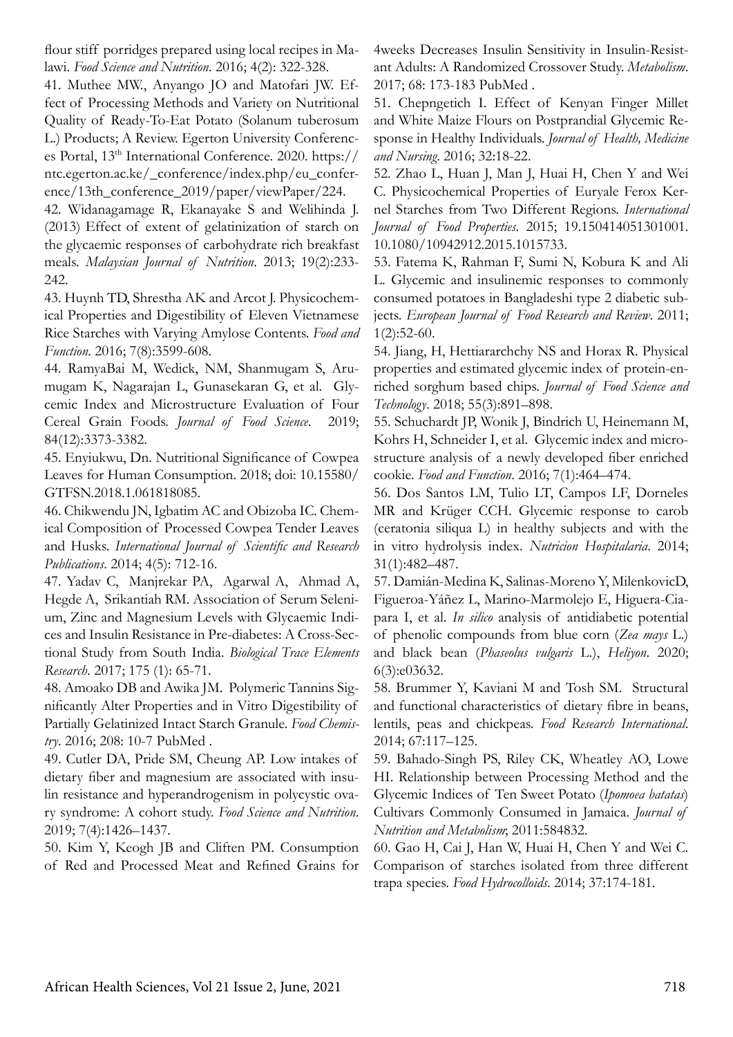flour stiff porridges prepared using local recipes in Malawi. *Food Science and Nutrition*. 2016; 4(2): 322-328.

41. Muthee MW., Anyango JO and Matofari JW. Effect of Processing Methods and Variety on Nutritional Quality of Ready-To-Eat Potato (Solanum tuberosum L.) Products; A Review. Egerton University Conferences Portal, 13th International Conference. 2020. https://ntc.egerton.ac.ke/_conference/index.php/eu_conference/13th_conference_2019/paper/viewPaper/224.

42. Widanagamage R, Ekanayake S and Welihinda J. (2013) Effect of extent of gelatinization of starch on the glycaemic responses of carbohydrate rich breakfast meals. *Malaysian Journal of Nutrition*. 2013; 19(2):233-242.

43. Huynh TD, Shrestha AK and Arcot J. Physicochemical Properties and Digestibility of Eleven Vietnamese Rice Starches with Varying Amylose Contents. *Food and Function*. 2016; 7(8):3599-608.

44. RamyaBai M, Wedick, NM, Shanmugam S, Arumugam K, Nagarajan L, Gunasekaran G, et al. Glycemic Index and Microstructure Evaluation of Four Cereal Grain Foods. *Journal of Food Science*. 2019; 84(12):3373-3382.

45. Enyiukwu, Dn. Nutritional Significance of Cowpea Leaves for Human Consumption. 2018; doi: 10.15580/GTFSN.2018.1.061818085.

46. Chikwendu JN, Igbatim AC and Obizoba IC. Chemical Composition of Processed Cowpea Tender Leaves and Husks. *International Journal of Scientific and Research Publications*. 2014; 4(5): 712-16.

47. Yadav C, Manjrekar PA, Agarwal A, Ahmad A, Hegde A, Srikantiah RM. Association of Serum Selenium, Zinc and Magnesium Levels with Glycaemic Indices and Insulin Resistance in Pre-diabetes: A Cross-Sectional Study from South India. *Biological Trace Elements Research*. 2017; 175 (1): 65-71.

48. Amoako DB and Awika JM. Polymeric Tannins Significantly Alter Properties and in Vitro Digestibility of Partially Gelatinized Intact Starch Granule. *Food Chemistry*. 2016; 208: 10-7 PubMed .

49. Cutler DA, Pride SM, Cheung AP. Low intakes of dietary fiber and magnesium are associated with insulin resistance and hyperandrogenism in polycystic ovary syndrome: A cohort study. *Food Science and Nutrition*. 2019; 7(4):1426–1437.

50. Kim Y, Keogh JB and Cliften PM. Consumption of Red and Processed Meat and Refined Grains for 4weeks Decreases Insulin Sensitivity in Insulin-Resistant Adults: A Randomized Crossover Study. *Metabolism*. 2017; 68: 173-183 PubMed .

51. Chepngetich I. Effect of Kenyan Finger Millet and White Maize Flours on Postprandial Glycemic Response in Healthy Individuals. *Journal of Health, Medicine and Nursing*. 2016; 32:18-22.

52. Zhao L, Huan J, Man J, Huai H, Chen Y and Wei C. Physicochemical Properties of Euryale Ferox Kernel Starches from Two Different Regions. *International Journal of Food Properties*. 2015; 19.150414051301001. 10.1080/10942912.2015.1015733.

53. Fatema K, Rahman F, Sumi N, Kobura K and Ali L. Glycemic and insulinemic responses to commonly consumed potatoes in Bangladeshi type 2 diabetic subjects. *European Journal of Food Research and Review*. 2011; 1(2):52-60.

54. Jiang, H, Hettiararchchy NS and Horax R. Physical properties and estimated glycemic index of protein-enriched sorghum based chips. *Journal of Food Science and Technology*. 2018; 55(3):891–898.

55. Schuchardt JP, Wonik J, Bindrich U, Heinemann M, Kohrs H, Schneider I, et al. Glycemic index and microstructure analysis of a newly developed fiber enriched cookie. *Food and Function*. 2016; 7(1):464–474.

56. Dos Santos LM, Tulio LT, Campos LF, Dorneles MR and Krüger CCH. Glycemic response to carob (ceratonia siliqua L) in healthy subjects and with the in vitro hydrolysis index. *Nutricion Hospitalaria*. 2014; 31(1):482–487.

57. Damián-Medina K, Salinas-Moreno Y, MilenkovicD, Figueroa-Yáñez L, Marino-Marmolejo E, Higuera-Ciapara I, et al. *In silico* analysis of antidiabetic potential of phenolic compounds from blue corn (*Zea mays* L.) and black bean (*Phaseolus vulgaris* L.), *Heliyon*. 2020; 6(3):e03632.

58. Brummer Y, Kaviani M and Tosh SM. Structural and functional characteristics of dietary fibre in beans, lentils, peas and chickpeas. *Food Research International*. 2014; 67:117–125.

59. Bahado-Singh PS, Riley CK, Wheatley AO, Lowe HI. Relationship between Processing Method and the Glycemic Indices of Ten Sweet Potato (*Ipomoea batatas*) Cultivars Commonly Consumed in Jamaica. *Journal of Nutrition and Metabolism*; 2011:584832.

60. Gao H, Cai J, Han W, Huai H, Chen Y and Wei C. Comparison of starches isolated from three different trapa species. *Food Hydrocolloids*. 2014; 37:174-181.